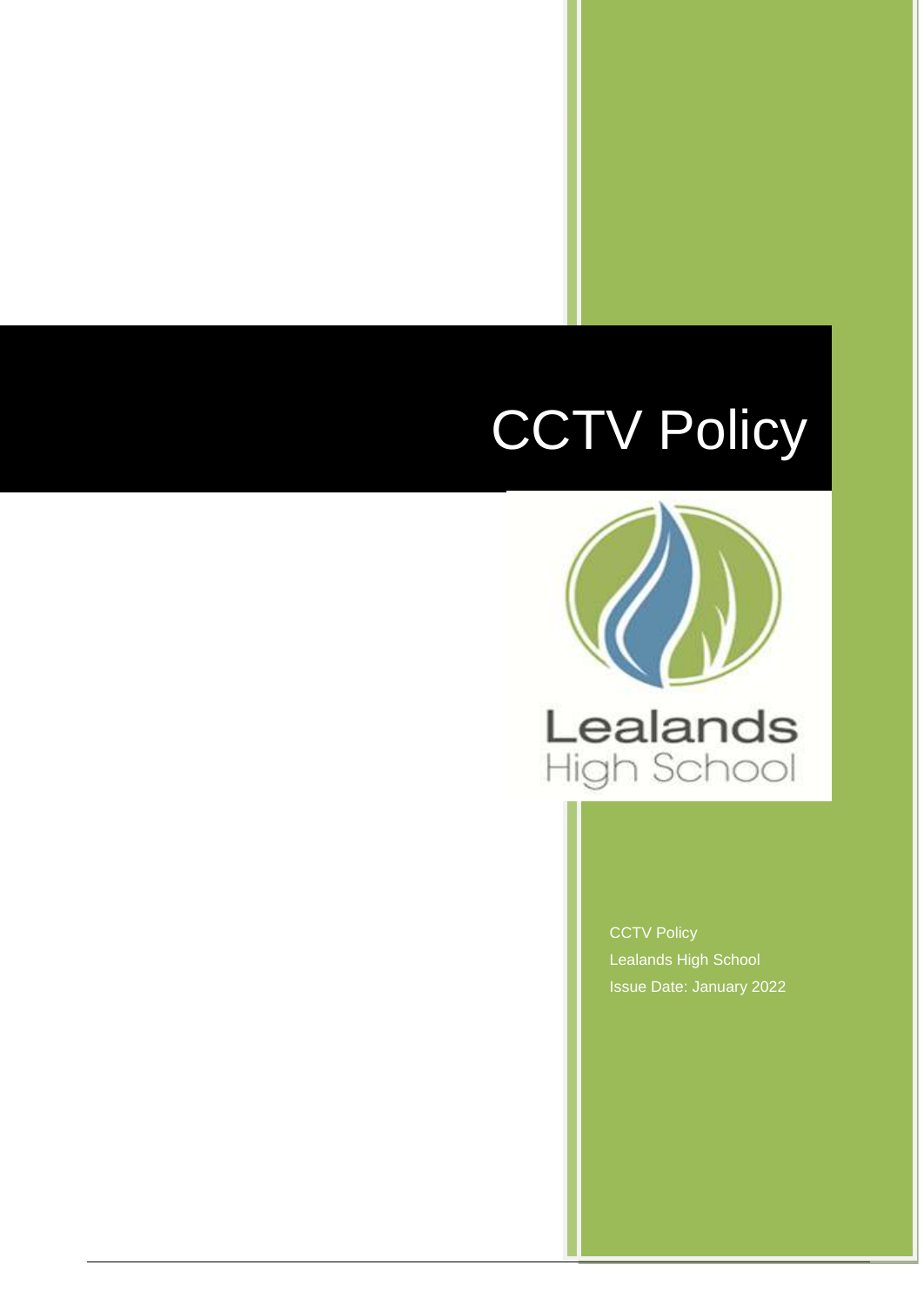# CCTV Policy

Lealands
High School

CCTV Policy
Lealands High School
Issue Date: January 2022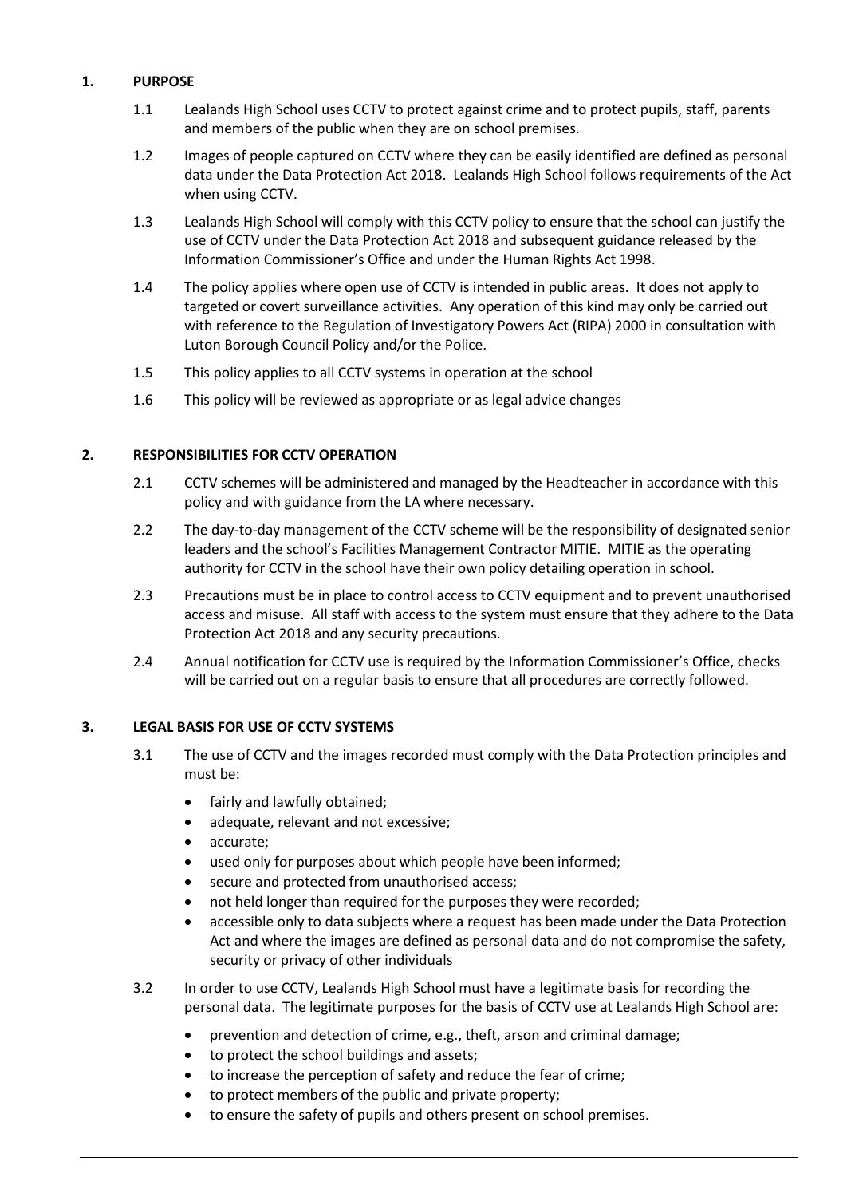## 1. PURPOSE

1.1 Lealands High School uses CCTV to protect against crime and to protect pupils, staff, parents and members of the public when they are on school premises.

1.2 Images of people captured on CCTV where they can be easily identified are defined as personal data under the Data Protection Act 2018. Lealands High School follows requirements of the Act when using CCTV.

1.3 Lealands High School will comply with this CCTV policy to ensure that the school can justify the use of CCTV under the Data Protection Act 2018 and subsequent guidance released by the Information Commissioner's Office and under the Human Rights Act 1998.

1.4 The policy applies where open use of CCTV is intended in public areas. It does not apply to targeted or covert surveillance activities. Any operation of this kind may only be carried out with reference to the Regulation of Investigatory Powers Act (RIPA) 2000 in consultation with Luton Borough Council Policy and/or the Police.

1.5 This policy applies to all CCTV systems in operation at the school

1.6 This policy will be reviewed as appropriate or as legal advice changes

## 2. RESPONSIBILITIES FOR CCTV OPERATION

2.1 CCTV schemes will be administered and managed by the Headteacher in accordance with this policy and with guidance from the LA where necessary.

2.2 The day-to-day management of the CCTV scheme will be the responsibility of designated senior leaders and the school's Facilities Management Contractor MITIE. MITIE as the operating authority for CCTV in the school have their own policy detailing operation in school.

2.3 Precautions must be in place to control access to CCTV equipment and to prevent unauthorised access and misuse. All staff with access to the system must ensure that they adhere to the Data Protection Act 2018 and any security precautions.

2.4 Annual notification for CCTV use is required by the Information Commissioner's Office, checks will be carried out on a regular basis to ensure that all procedures are correctly followed.

## 3. LEGAL BASIS FOR USE OF CCTV SYSTEMS

3.1 The use of CCTV and the images recorded must comply with the Data Protection principles and must be:

- fairly and lawfully obtained;
- adequate, relevant and not excessive;
- accurate;
- used only for purposes about which people have been informed;
- secure and protected from unauthorised access;
- not held longer than required for the purposes they were recorded;
- accessible only to data subjects where a request has been made under the Data Protection Act and where the images are defined as personal data and do not compromise the safety, security or privacy of other individuals

3.2 In order to use CCTV, Lealands High School must have a legitimate basis for recording the personal data. The legitimate purposes for the basis of CCTV use at Lealands High School are:

- prevention and detection of crime, e.g., theft, arson and criminal damage;
- to protect the school buildings and assets;
- to increase the perception of safety and reduce the fear of crime;
- to protect members of the public and private property;
- to ensure the safety of pupils and others present on school premises.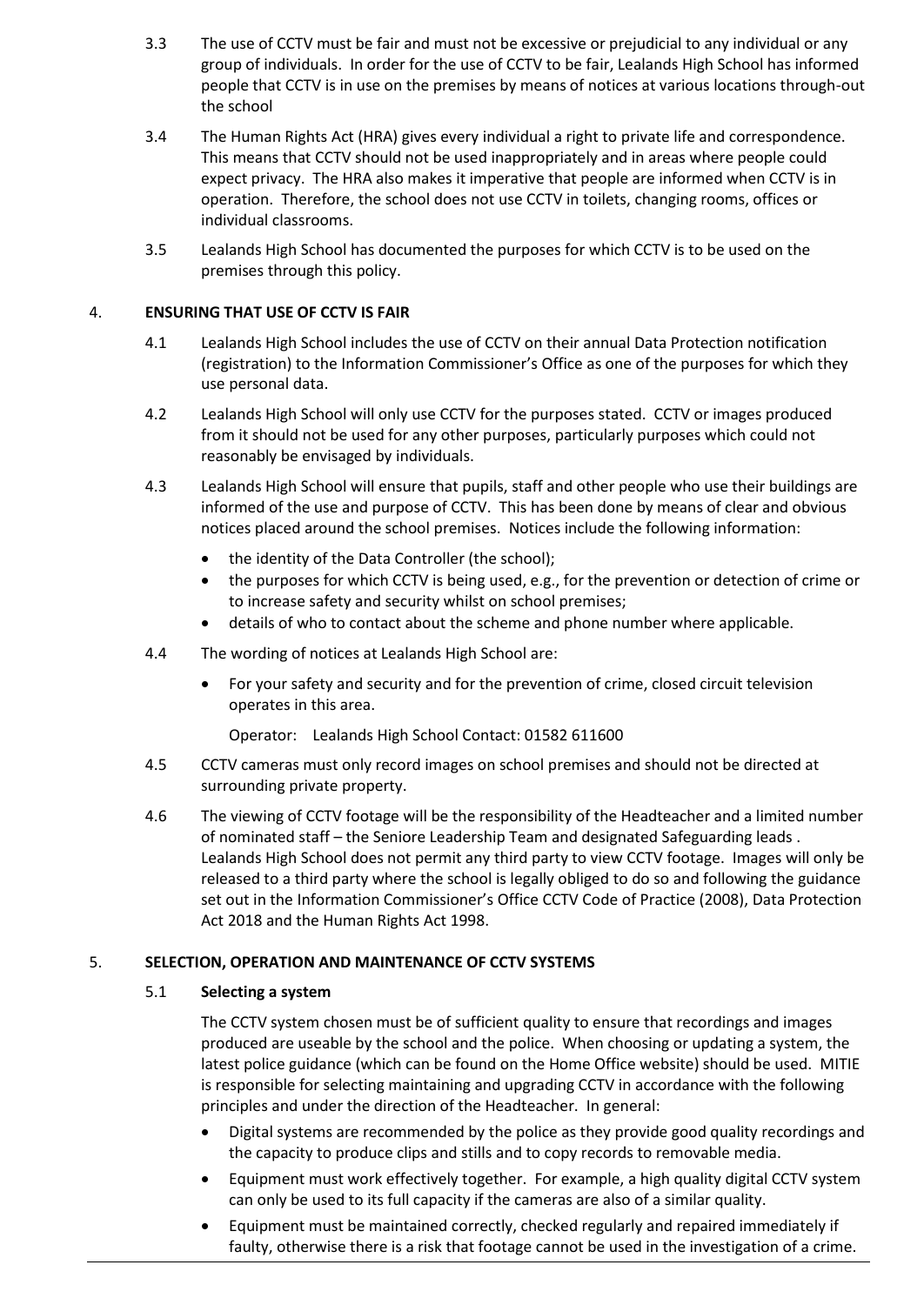3.3 The use of CCTV must be fair and must not be excessive or prejudicial to any individual or any group of individuals. In order for the use of CCTV to be fair, Lealands High School has informed people that CCTV is in use on the premises by means of notices at various locations through-out the school

3.4 The Human Rights Act (HRA) gives every individual a right to private life and correspondence. This means that CCTV should not be used inappropriately and in areas where people could expect privacy. The HRA also makes it imperative that people are informed when CCTV is in operation. Therefore, the school does not use CCTV in toilets, changing rooms, offices or individual classrooms.

3.5 Lealands High School has documented the purposes for which CCTV is to be used on the premises through this policy.

## 4. ENSURING THAT USE OF CCTV IS FAIR

4.1 Lealands High School includes the use of CCTV on their annual Data Protection notification (registration) to the Information Commissioner's Office as one of the purposes for which they use personal data.

4.2 Lealands High School will only use CCTV for the purposes stated. CCTV or images produced from it should not be used for any other purposes, particularly purposes which could not reasonably be envisaged by individuals.

4.3 Lealands High School will ensure that pupils, staff and other people who use their buildings are informed of the use and purpose of CCTV. This has been done by means of clear and obvious notices placed around the school premises. Notices include the following information:

- the identity of the Data Controller (the school);
- the purposes for which CCTV is being used, e.g., for the prevention or detection of crime or to increase safety and security whilst on school premises;
- details of who to contact about the scheme and phone number where applicable.

4.4 The wording of notices at Lealands High School are:

- For your safety and security and for the prevention of crime, closed circuit television operates in this area.

  Operator: Lealands High School Contact: 01582 611600

4.5 CCTV cameras must only record images on school premises and should not be directed at surrounding private property.

4.6 The viewing of CCTV footage will be the responsibility of the Headteacher and a limited number of nominated staff – the Seniore Leadership Team and designated Safeguarding leads . Lealands High School does not permit any third party to view CCTV footage. Images will only be released to a third party where the school is legally obliged to do so and following the guidance set out in the Information Commissioner's Office CCTV Code of Practice (2008), Data Protection Act 2018 and the Human Rights Act 1998.

## 5. SELECTION, OPERATION AND MAINTENANCE OF CCTV SYSTEMS

### 5.1 Selecting a system

The CCTV system chosen must be of sufficient quality to ensure that recordings and images produced are useable by the school and the police. When choosing or updating a system, the latest police guidance (which can be found on the Home Office website) should be used. MITIE is responsible for selecting maintaining and upgrading CCTV in accordance with the following principles and under the direction of the Headteacher. In general:

- Digital systems are recommended by the police as they provide good quality recordings and the capacity to produce clips and stills and to copy records to removable media.
- Equipment must work effectively together. For example, a high quality digital CCTV system can only be used to its full capacity if the cameras are also of a similar quality.
- Equipment must be maintained correctly, checked regularly and repaired immediately if faulty, otherwise there is a risk that footage cannot be used in the investigation of a crime.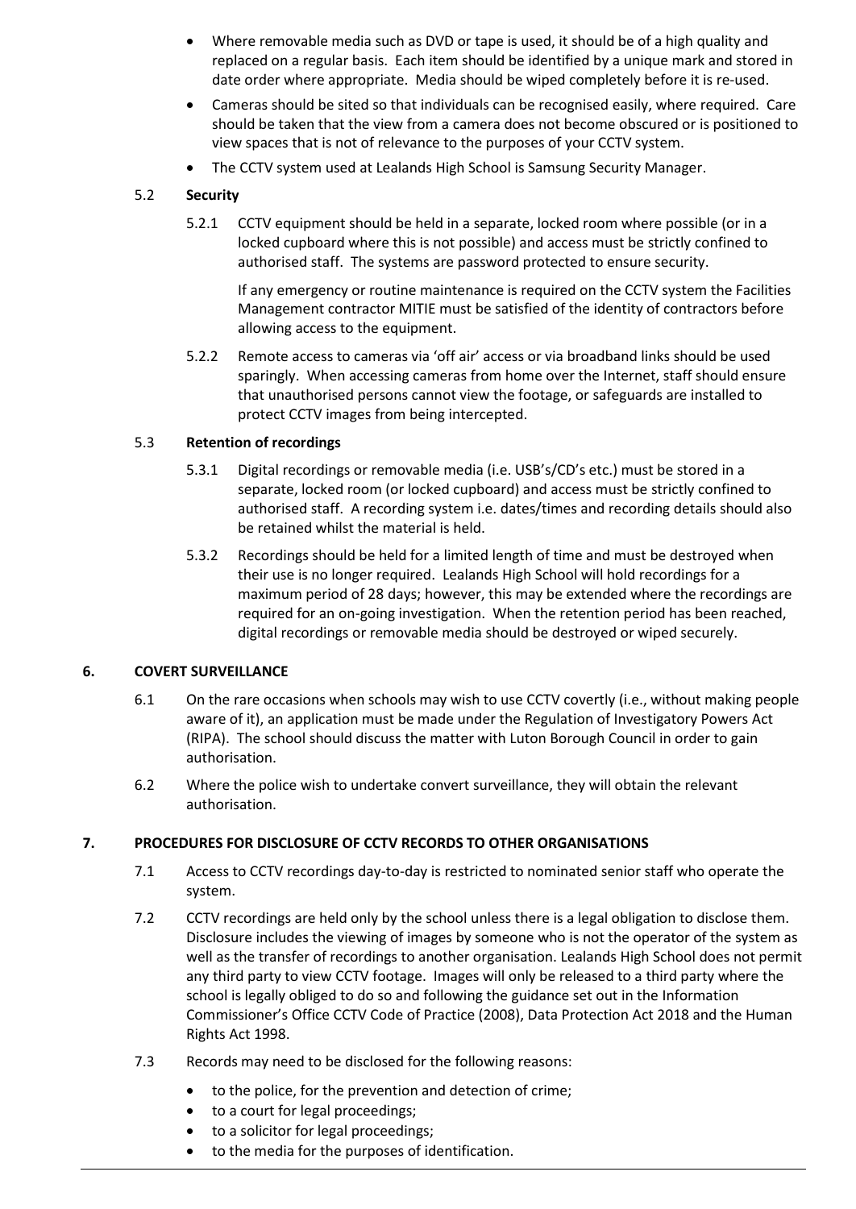- Where removable media such as DVD or tape is used, it should be of a high quality and replaced on a regular basis. Each item should be identified by a unique mark and stored in date order where appropriate. Media should be wiped completely before it is re-used.
- Cameras should be sited so that individuals can be recognised easily, where required. Care should be taken that the view from a camera does not become obscured or is positioned to view spaces that is not of relevance to the purposes of your CCTV system.
- The CCTV system used at Lealands High School is Samsung Security Manager.

5.2 **Security**

5.2.1 CCTV equipment should be held in a separate, locked room where possible (or in a locked cupboard where this is not possible) and access must be strictly confined to authorised staff. The systems are password protected to ensure security.

If any emergency or routine maintenance is required on the CCTV system the Facilities Management contractor MITIE must be satisfied of the identity of contractors before allowing access to the equipment.

5.2.2 Remote access to cameras via 'off air' access or via broadband links should be used sparingly. When accessing cameras from home over the Internet, staff should ensure that unauthorised persons cannot view the footage, or safeguards are installed to protect CCTV images from being intercepted.

5.3 **Retention of recordings**

5.3.1 Digital recordings or removable media (i.e. USB's/CD's etc.) must be stored in a separate, locked room (or locked cupboard) and access must be strictly confined to authorised staff. A recording system i.e. dates/times and recording details should also be retained whilst the material is held.

5.3.2 Recordings should be held for a limited length of time and must be destroyed when their use is no longer required. Lealands High School will hold recordings for a maximum period of 28 days; however, this may be extended where the recordings are required for an on-going investigation. When the retention period has been reached, digital recordings or removable media should be destroyed or wiped securely.

## 6. COVERT SURVEILLANCE

6.1 On the rare occasions when schools may wish to use CCTV covertly (i.e., without making people aware of it), an application must be made under the Regulation of Investigatory Powers Act (RIPA). The school should discuss the matter with Luton Borough Council in order to gain authorisation.

6.2 Where the police wish to undertake convert surveillance, they will obtain the relevant authorisation.

## 7. PROCEDURES FOR DISCLOSURE OF CCTV RECORDS TO OTHER ORGANISATIONS

7.1 Access to CCTV recordings day-to-day is restricted to nominated senior staff who operate the system.

7.2 CCTV recordings are held only by the school unless there is a legal obligation to disclose them. Disclosure includes the viewing of images by someone who is not the operator of the system as well as the transfer of recordings to another organisation. Lealands High School does not permit any third party to view CCTV footage. Images will only be released to a third party where the school is legally obliged to do so and following the guidance set out in the Information Commissioner's Office CCTV Code of Practice (2008), Data Protection Act 2018 and the Human Rights Act 1998.

7.3 Records may need to be disclosed for the following reasons:

- to the police, for the prevention and detection of crime;
- to a court for legal proceedings;
- to a solicitor for legal proceedings;
- to the media for the purposes of identification.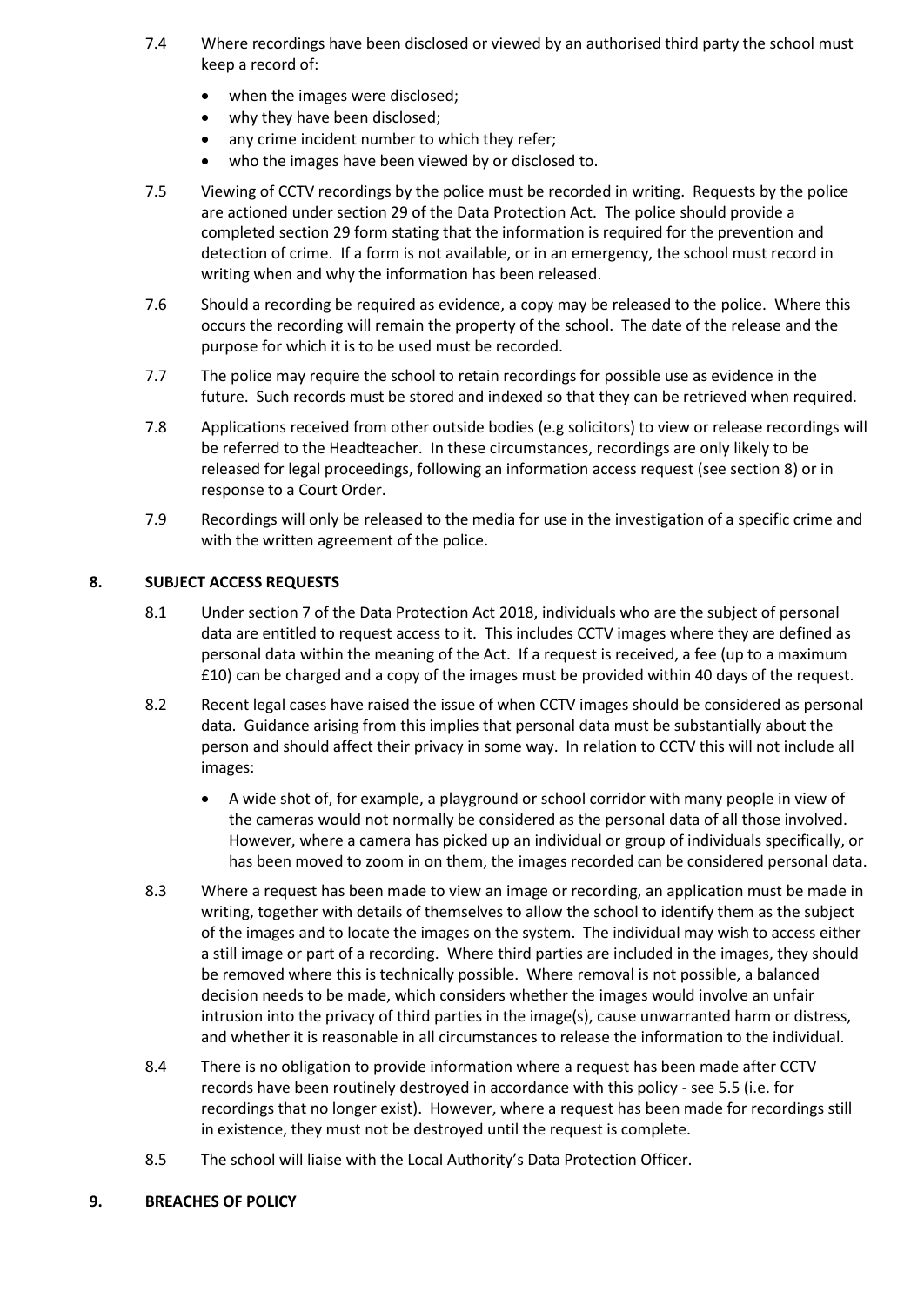7.4 Where recordings have been disclosed or viewed by an authorised third party the school must keep a record of:

- when the images were disclosed;
- why they have been disclosed;
- any crime incident number to which they refer;
- who the images have been viewed by or disclosed to.

7.5 Viewing of CCTV recordings by the police must be recorded in writing. Requests by the police are actioned under section 29 of the Data Protection Act. The police should provide a completed section 29 form stating that the information is required for the prevention and detection of crime. If a form is not available, or in an emergency, the school must record in writing when and why the information has been released.

7.6 Should a recording be required as evidence, a copy may be released to the police. Where this occurs the recording will remain the property of the school. The date of the release and the purpose for which it is to be used must be recorded.

7.7 The police may require the school to retain recordings for possible use as evidence in the future. Such records must be stored and indexed so that they can be retrieved when required.

7.8 Applications received from other outside bodies (e.g solicitors) to view or release recordings will be referred to the Headteacher. In these circumstances, recordings are only likely to be released for legal proceedings, following an information access request (see section 8) or in response to a Court Order.

7.9 Recordings will only be released to the media for use in the investigation of a specific crime and with the written agreement of the police.

## 8. SUBJECT ACCESS REQUESTS

8.1 Under section 7 of the Data Protection Act 2018, individuals who are the subject of personal data are entitled to request access to it. This includes CCTV images where they are defined as personal data within the meaning of the Act. If a request is received, a fee (up to a maximum £10) can be charged and a copy of the images must be provided within 40 days of the request.

8.2 Recent legal cases have raised the issue of when CCTV images should be considered as personal data. Guidance arising from this implies that personal data must be substantially about the person and should affect their privacy in some way. In relation to CCTV this will not include all images:

- A wide shot of, for example, a playground or school corridor with many people in view of the cameras would not normally be considered as the personal data of all those involved. However, where a camera has picked up an individual or group of individuals specifically, or has been moved to zoom in on them, the images recorded can be considered personal data.

8.3 Where a request has been made to view an image or recording, an application must be made in writing, together with details of themselves to allow the school to identify them as the subject of the images and to locate the images on the system. The individual may wish to access either a still image or part of a recording. Where third parties are included in the images, they should be removed where this is technically possible. Where removal is not possible, a balanced decision needs to be made, which considers whether the images would involve an unfair intrusion into the privacy of third parties in the image(s), cause unwarranted harm or distress, and whether it is reasonable in all circumstances to release the information to the individual.

8.4 There is no obligation to provide information where a request has been made after CCTV records have been routinely destroyed in accordance with this policy - see 5.5 (i.e. for recordings that no longer exist). However, where a request has been made for recordings still in existence, they must not be destroyed until the request is complete.

8.5 The school will liaise with the Local Authority's Data Protection Officer.

## 9. BREACHES OF POLICY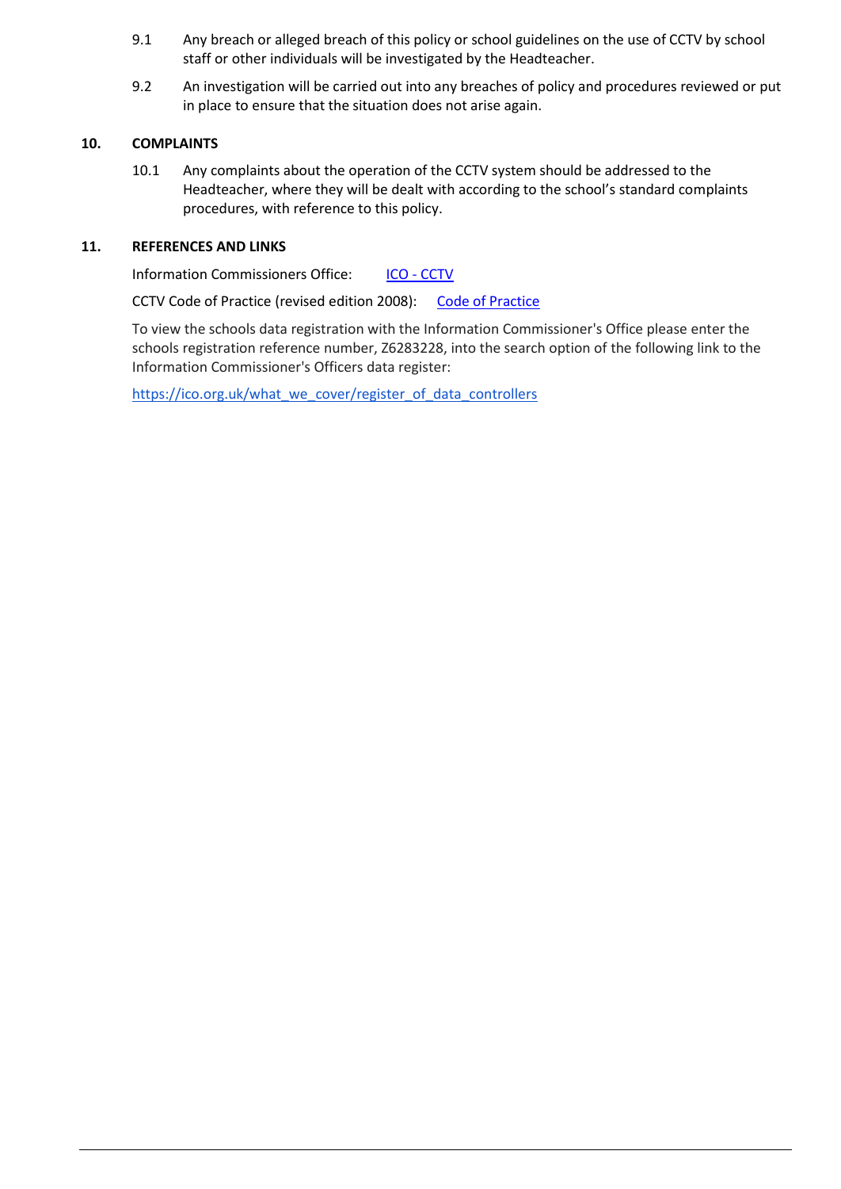9.1 Any breach or alleged breach of this policy or school guidelines on the use of CCTV by school staff or other individuals will be investigated by the Headteacher.

9.2 An investigation will be carried out into any breaches of policy and procedures reviewed or put in place to ensure that the situation does not arise again.

## 10. COMPLAINTS

10.1 Any complaints about the operation of the CCTV system should be addressed to the Headteacher, where they will be dealt with according to the school's standard complaints procedures, with reference to this policy.

## 11. REFERENCES AND LINKS

Information Commissioners Office: [ICO - CCTV]

CCTV Code of Practice (revised edition 2008): [Code of Practice]

To view the schools data registration with the Information Commissioner's Office please enter the schools registration reference number, Z6283228, into the search option of the following link to the Information Commissioner's Officers data register:

https://ico.org.uk/what_we_cover/register_of_data_controllers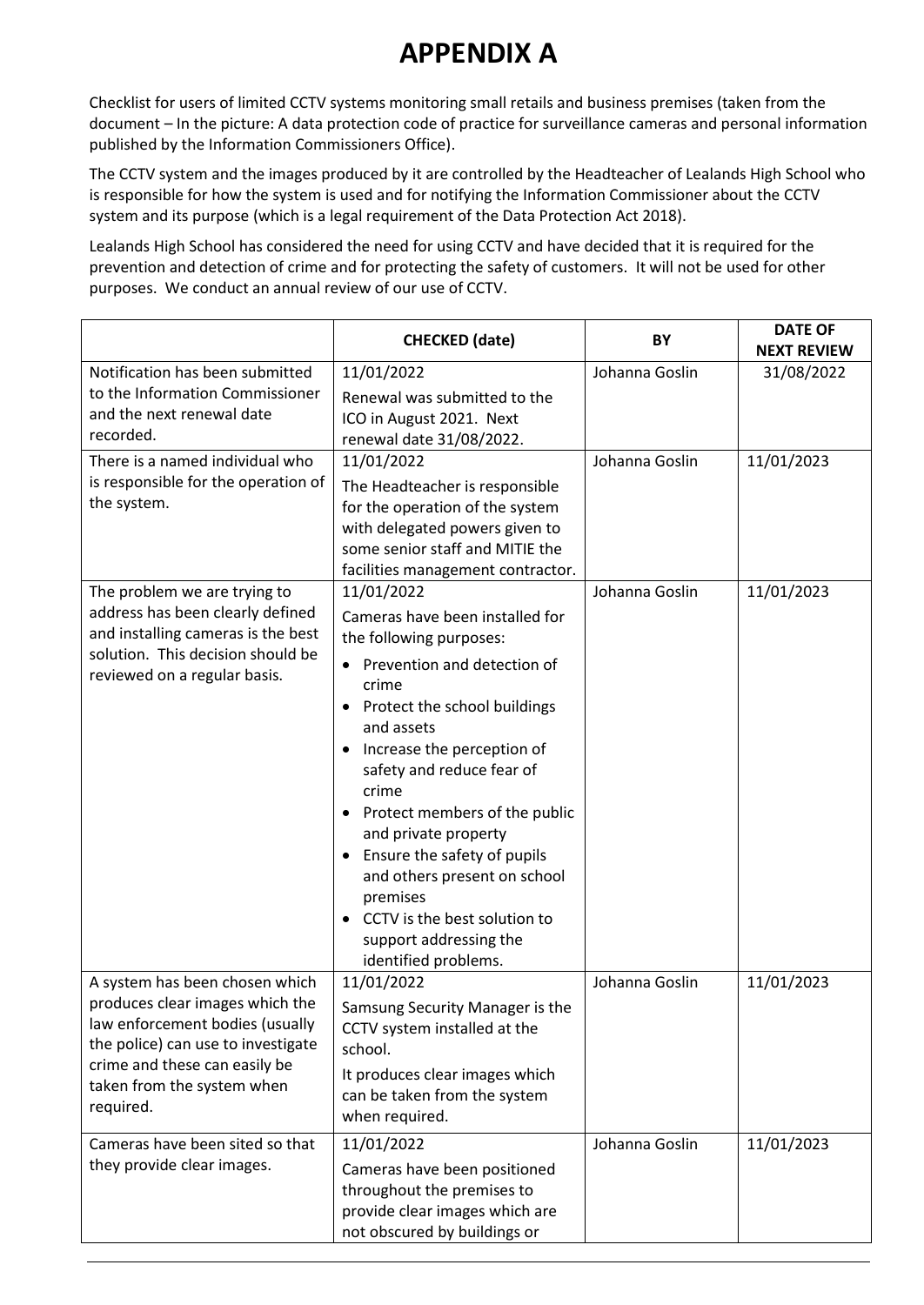# APPENDIX A

Checklist for users of limited CCTV systems monitoring small retails and business premises (taken from the document – In the picture: A data protection code of practice for surveillance cameras and personal information published by the Information Commissioners Office).

The CCTV system and the images produced by it are controlled by the Headteacher of Lealands High School who is responsible for how the system is used and for notifying the Information Commissioner about the CCTV system and its purpose (which is a legal requirement of the Data Protection Act 2018).

Lealands High School has considered the need for using CCTV and have decided that it is required for the prevention and detection of crime and for protecting the safety of customers. It will not be used for other purposes. We conduct an annual review of our use of CCTV.

| | CHECKED (date) | BY | DATE OF NEXT REVIEW |
|---|---|---|---|
| Notification has been submitted to the Information Commissioner and the next renewal date recorded. | 11/01/2022<br>Renewal was submitted to the ICO in August 2021. Next renewal date 31/08/2022. | Johanna Goslin | 31/08/2022 |
| There is a named individual who is responsible for the operation of the system. | 11/01/2022<br>The Headteacher is responsible for the operation of the system with delegated powers given to some senior staff and MITIE the facilities management contractor. | Johanna Goslin | 11/01/2023 |
| The problem we are trying to address has been clearly defined and installing cameras is the best solution. This decision should be reviewed on a regular basis. | 11/01/2022<br>Cameras have been installed for the following purposes:<br>• Prevention and detection of crime<br>• Protect the school buildings and assets<br>• Increase the perception of safety and reduce fear of crime<br>• Protect members of the public and private property<br>• Ensure the safety of pupils and others present on school premises<br>• CCTV is the best solution to support addressing the identified problems. | Johanna Goslin | 11/01/2023 |
| A system has been chosen which produces clear images which the law enforcement bodies (usually the police) can use to investigate crime and these can easily be taken from the system when required. | 11/01/2022<br>Samsung Security Manager is the CCTV system installed at the school.<br>It produces clear images which can be taken from the system when required. | Johanna Goslin | 11/01/2023 |
| Cameras have been sited so that they provide clear images. | 11/01/2022<br>Cameras have been positioned throughout the premises to provide clear images which are not obscured by buildings or | Johanna Goslin | 11/01/2023 |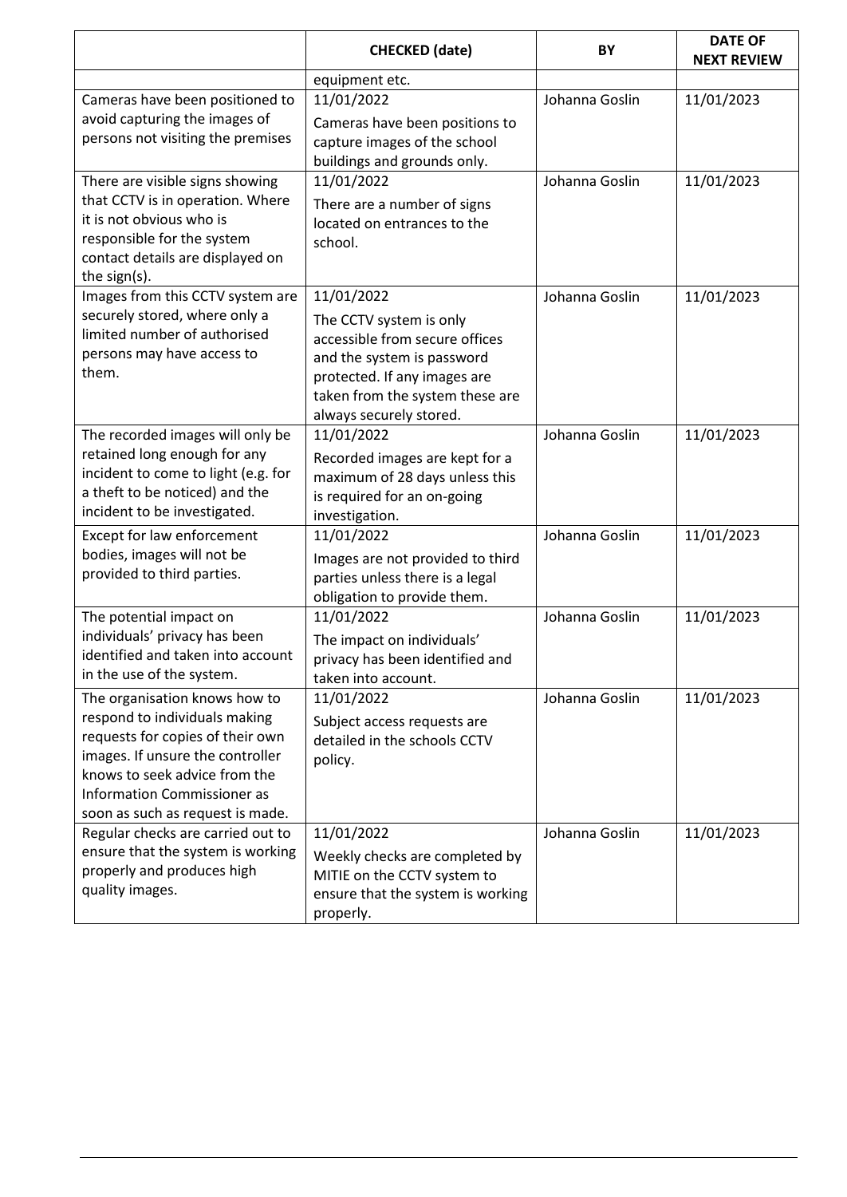| | CHECKED (date) | BY | DATE OF NEXT REVIEW |
|---|---|---|---|
| | equipment etc. | | |
| Cameras have been positioned to avoid capturing the images of persons not visiting the premises | 11/01/2022<br>Cameras have been positions to capture images of the school buildings and grounds only. | Johanna Goslin | 11/01/2023 |
| There are visible signs showing that CCTV is in operation. Where it is not obvious who is responsible for the system contact details are displayed on the sign(s). | 11/01/2022<br>There are a number of signs located on entrances to the school. | Johanna Goslin | 11/01/2023 |
| Images from this CCTV system are securely stored, where only a limited number of authorised persons may have access to them. | 11/01/2022<br>The CCTV system is only accessible from secure offices and the system is password protected. If any images are taken from the system these are always securely stored. | Johanna Goslin | 11/01/2023 |
| The recorded images will only be retained long enough for any incident to come to light (e.g. for a theft to be noticed) and the incident to be investigated. | 11/01/2022<br>Recorded images are kept for a maximum of 28 days unless this is required for an on-going investigation. | Johanna Goslin | 11/01/2023 |
| Except for law enforcement bodies, images will not be provided to third parties. | 11/01/2022<br>Images are not provided to third parties unless there is a legal obligation to provide them. | Johanna Goslin | 11/01/2023 |
| The potential impact on individuals' privacy has been identified and taken into account in the use of the system. | 11/01/2022<br>The impact on individuals' privacy has been identified and taken into account. | Johanna Goslin | 11/01/2023 |
| The organisation knows how to respond to individuals making requests for copies of their own images. If unsure the controller knows to seek advice from the Information Commissioner as soon as such as request is made. | 11/01/2022<br>Subject access requests are detailed in the schools CCTV policy. | Johanna Goslin | 11/01/2023 |
| Regular checks are carried out to ensure that the system is working properly and produces high quality images. | 11/01/2022<br>Weekly checks are completed by MITIE on the CCTV system to ensure that the system is working properly. | Johanna Goslin | 11/01/2023 |